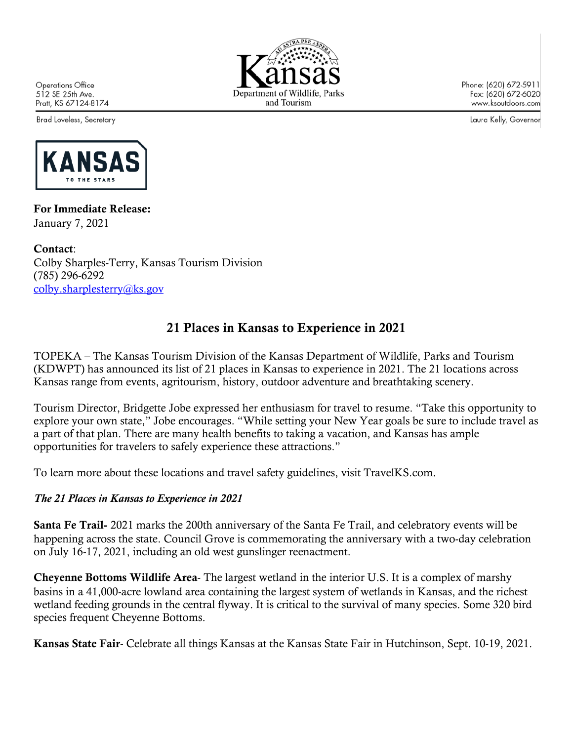Operations Office
512 SE 25th Ave.
Pratt, KS 67124-8174

Brad Loveless, Secretary

Kansas Department of Wildlife, Parks and Tourism

Phone: (620) 672-5911
Fax: (620) 672-6020
www.ksoutdoors.com

Laura Kelly, Governor

KANSAS TO THE STARS

**For Immediate Release:**
January 7, 2021

**Contact**:
Colby Sharples-Terry, Kansas Tourism Division
(785) 296-6292
colby.sharplesterry@ks.gov

## 21 Places in Kansas to Experience in 2021

TOPEKA – The Kansas Tourism Division of the Kansas Department of Wildlife, Parks and Tourism (KDWPT) has announced its list of 21 places in Kansas to experience in 2021. The 21 locations across Kansas range from events, agritourism, history, outdoor adventure and breathtaking scenery.

Tourism Director, Bridgette Jobe expressed her enthusiasm for travel to resume. "Take this opportunity to explore your own state," Jobe encourages. "While setting your New Year goals be sure to include travel as a part of that plan. There are many health benefits to taking a vacation, and Kansas has ample opportunities for travelers to safely experience these attractions."

To learn more about these locations and travel safety guidelines, visit TravelKS.com.

*The 21 Places in Kansas to Experience in 2021*

**Santa Fe Trail-** 2021 marks the 200th anniversary of the Santa Fe Trail, and celebratory events will be happening across the state. Council Grove is commemorating the anniversary with a two-day celebration on July 16-17, 2021, including an old west gunslinger reenactment.

**Cheyenne Bottoms Wildlife Area**- The largest wetland in the interior U.S. It is a complex of marshy basins in a 41,000-acre lowland area containing the largest system of wetlands in Kansas, and the richest wetland feeding grounds in the central flyway. It is critical to the survival of many species. Some 320 bird species frequent Cheyenne Bottoms.

**Kansas State Fair**- Celebrate all things Kansas at the Kansas State Fair in Hutchinson, Sept. 10-19, 2021.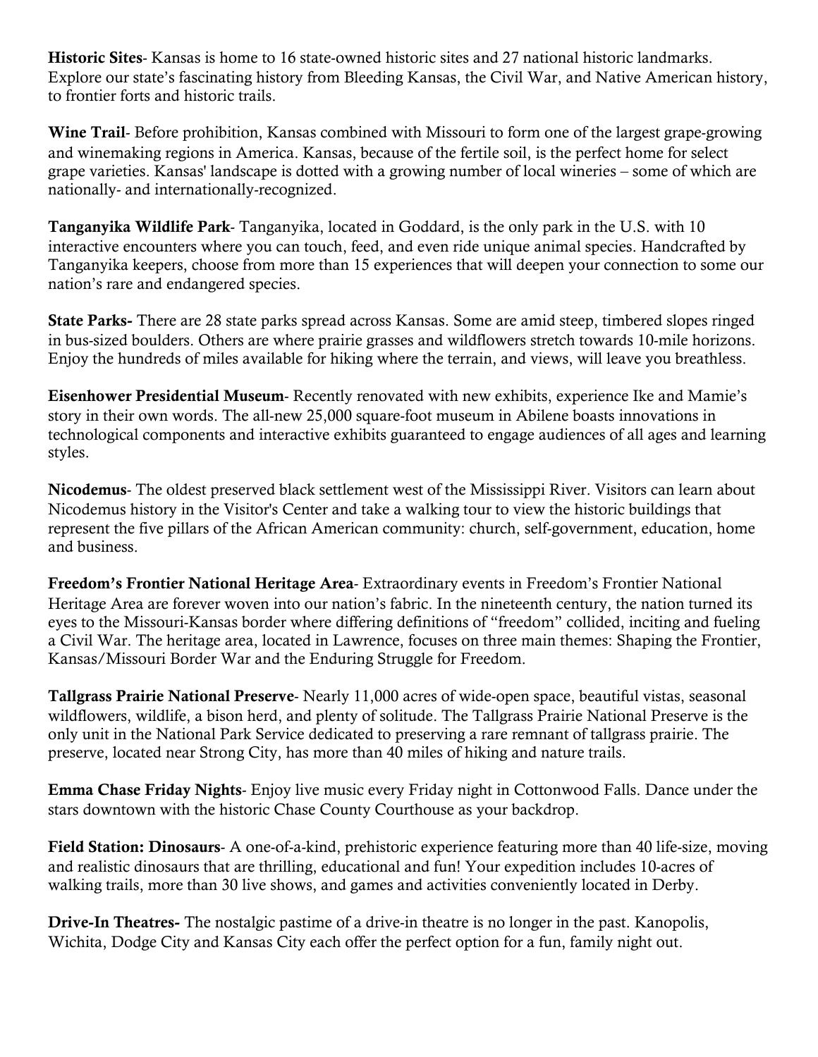**Historic Sites**- Kansas is home to 16 state-owned historic sites and 27 national historic landmarks. Explore our state's fascinating history from Bleeding Kansas, the Civil War, and Native American history, to frontier forts and historic trails.

**Wine Trail**- Before prohibition, Kansas combined with Missouri to form one of the largest grape-growing and winemaking regions in America. Kansas, because of the fertile soil, is the perfect home for select grape varieties. Kansas' landscape is dotted with a growing number of local wineries – some of which are nationally- and internationally-recognized.

**Tanganyika Wildlife Park**- Tanganyika, located in Goddard, is the only park in the U.S. with 10 interactive encounters where you can touch, feed, and even ride unique animal species. Handcrafted by Tanganyika keepers, choose from more than 15 experiences that will deepen your connection to some our nation's rare and endangered species.

**State Parks-** There are 28 state parks spread across Kansas. Some are amid steep, timbered slopes ringed in bus-sized boulders. Others are where prairie grasses and wildflowers stretch towards 10-mile horizons. Enjoy the hundreds of miles available for hiking where the terrain, and views, will leave you breathless.

**Eisenhower Presidential Museum**- Recently renovated with new exhibits, experience Ike and Mamie's story in their own words. The all-new 25,000 square-foot museum in Abilene boasts innovations in technological components and interactive exhibits guaranteed to engage audiences of all ages and learning styles.

**Nicodemus**- The oldest preserved black settlement west of the Mississippi River. Visitors can learn about Nicodemus history in the Visitor's Center and take a walking tour to view the historic buildings that represent the five pillars of the African American community: church, self-government, education, home and business.

**Freedom's Frontier National Heritage Area**- Extraordinary events in Freedom's Frontier National Heritage Area are forever woven into our nation's fabric. In the nineteenth century, the nation turned its eyes to the Missouri-Kansas border where differing definitions of "freedom" collided, inciting and fueling a Civil War. The heritage area, located in Lawrence, focuses on three main themes: Shaping the Frontier, Kansas/Missouri Border War and the Enduring Struggle for Freedom.

**Tallgrass Prairie National Preserve**- Nearly 11,000 acres of wide-open space, beautiful vistas, seasonal wildflowers, wildlife, a bison herd, and plenty of solitude. The Tallgrass Prairie National Preserve is the only unit in the National Park Service dedicated to preserving a rare remnant of tallgrass prairie. The preserve, located near Strong City, has more than 40 miles of hiking and nature trails.

**Emma Chase Friday Nights**- Enjoy live music every Friday night in Cottonwood Falls. Dance under the stars downtown with the historic Chase County Courthouse as your backdrop.

**Field Station: Dinosaurs**- A one-of-a-kind, prehistoric experience featuring more than 40 life-size, moving and realistic dinosaurs that are thrilling, educational and fun! Your expedition includes 10-acres of walking trails, more than 30 live shows, and games and activities conveniently located in Derby.

**Drive-In Theatres-** The nostalgic pastime of a drive-in theatre is no longer in the past. Kanopolis, Wichita, Dodge City and Kansas City each offer the perfect option for a fun, family night out.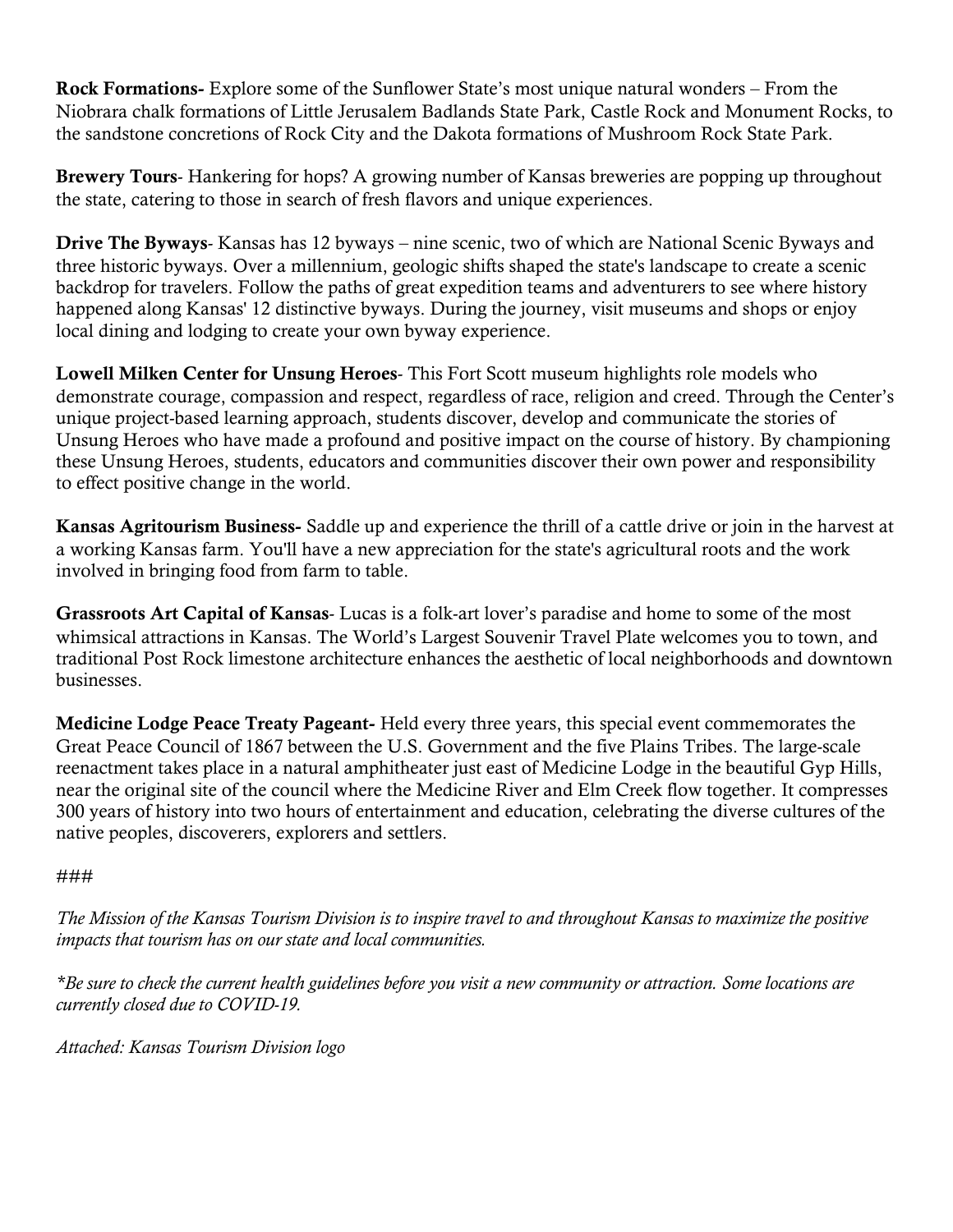**Rock Formations-** Explore some of the Sunflower State's most unique natural wonders – From the Niobrara chalk formations of Little Jerusalem Badlands State Park, Castle Rock and Monument Rocks, to the sandstone concretions of Rock City and the Dakota formations of Mushroom Rock State Park.

**Brewery Tours**- Hankering for hops? A growing number of Kansas breweries are popping up throughout the state, catering to those in search of fresh flavors and unique experiences.

**Drive The Byways**- Kansas has 12 byways – nine scenic, two of which are National Scenic Byways and three historic byways. Over a millennium, geologic shifts shaped the state's landscape to create a scenic backdrop for travelers. Follow the paths of great expedition teams and adventurers to see where history happened along Kansas' 12 distinctive byways. During the journey, visit museums and shops or enjoy local dining and lodging to create your own byway experience.

**Lowell Milken Center for Unsung Heroes**- This Fort Scott museum highlights role models who demonstrate courage, compassion and respect, regardless of race, religion and creed. Through the Center's unique project-based learning approach, students discover, develop and communicate the stories of Unsung Heroes who have made a profound and positive impact on the course of history. By championing these Unsung Heroes, students, educators and communities discover their own power and responsibility to effect positive change in the world.

**Kansas Agritourism Business-** Saddle up and experience the thrill of a cattle drive or join in the harvest at a working Kansas farm. You'll have a new appreciation for the state's agricultural roots and the work involved in bringing food from farm to table.

**Grassroots Art Capital of Kansas**- Lucas is a folk-art lover's paradise and home to some of the most whimsical attractions in Kansas. The World's Largest Souvenir Travel Plate welcomes you to town, and traditional Post Rock limestone architecture enhances the aesthetic of local neighborhoods and downtown businesses.

**Medicine Lodge Peace Treaty Pageant-** Held every three years, this special event commemorates the Great Peace Council of 1867 between the U.S. Government and the five Plains Tribes. The large-scale reenactment takes place in a natural amphitheater just east of Medicine Lodge in the beautiful Gyp Hills, near the original site of the council where the Medicine River and Elm Creek flow together. It compresses 300 years of history into two hours of entertainment and education, celebrating the diverse cultures of the native peoples, discoverers, explorers and settlers.

###

*The Mission of the Kansas Tourism Division is to inspire travel to and throughout Kansas to maximize the positive impacts that tourism has on our state and local communities.*

*\*Be sure to check the current health guidelines before you visit a new community or attraction. Some locations are currently closed due to COVID-19.*

*Attached: Kansas Tourism Division logo*